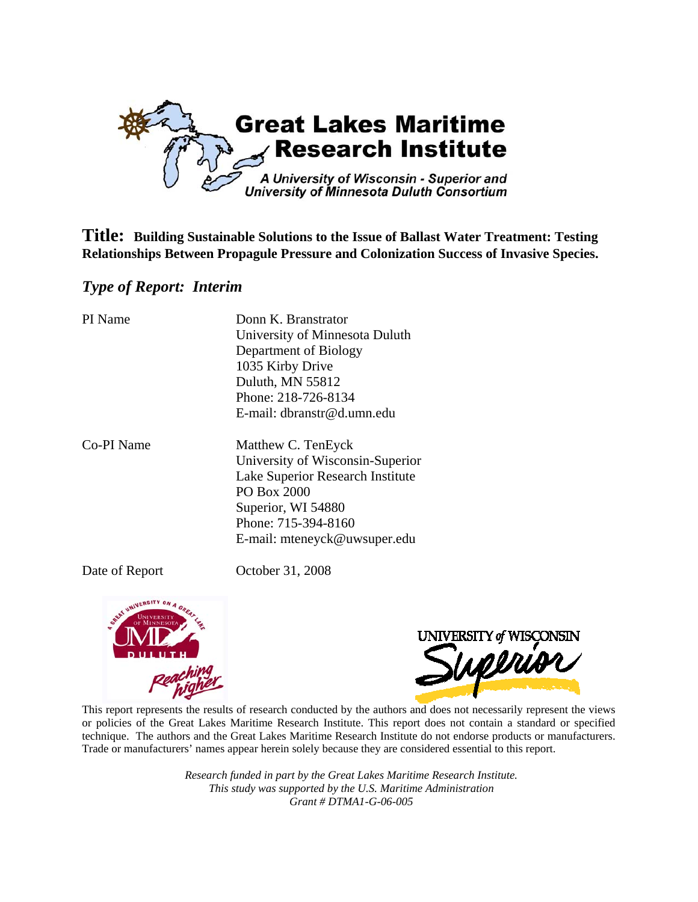# Great Lakes Maritime Research Institute

*A University of Wisconsin - Superior and University of Minnesota Duluth Consortium*

**Title: Building Sustainable Solutions to the Issue of Ballast Water Treatment: Testing Relationships Between Propagule Pressure and Colonization Success of Invasive Species.**

***Type of Report: Interim***

| | |
|---|---|
| PI Name | Donn K. Branstrator<br>University of Minnesota Duluth<br>Department of Biology<br>1035 Kirby Drive<br>Duluth, MN 55812<br>Phone: 218-726-8134<br>E-mail: dbranstr@d.umn.edu |
| Co-PI Name | Matthew C. TenEyck<br>University of Wisconsin-Superior<br>Lake Superior Research Institute<br>PO Box 2000<br>Superior, WI 54880<br>Phone: 715-394-8160<br>E-mail: mteneyck@uwsuper.edu |
| Date of Report | October 31, 2008 |

This report represents the results of research conducted by the authors and does not necessarily represent the views or policies of the Great Lakes Maritime Research Institute. This report does not contain a standard or specified technique. The authors and the Great Lakes Maritime Research Institute do not endorse products or manufacturers. Trade or manufacturers' names appear herein solely because they are considered essential to this report.

*Research funded in part by the Great Lakes Maritime Research Institute.*
*This study was supported by the U.S. Maritime Administration*
*Grant # DTMA1-G-06-005*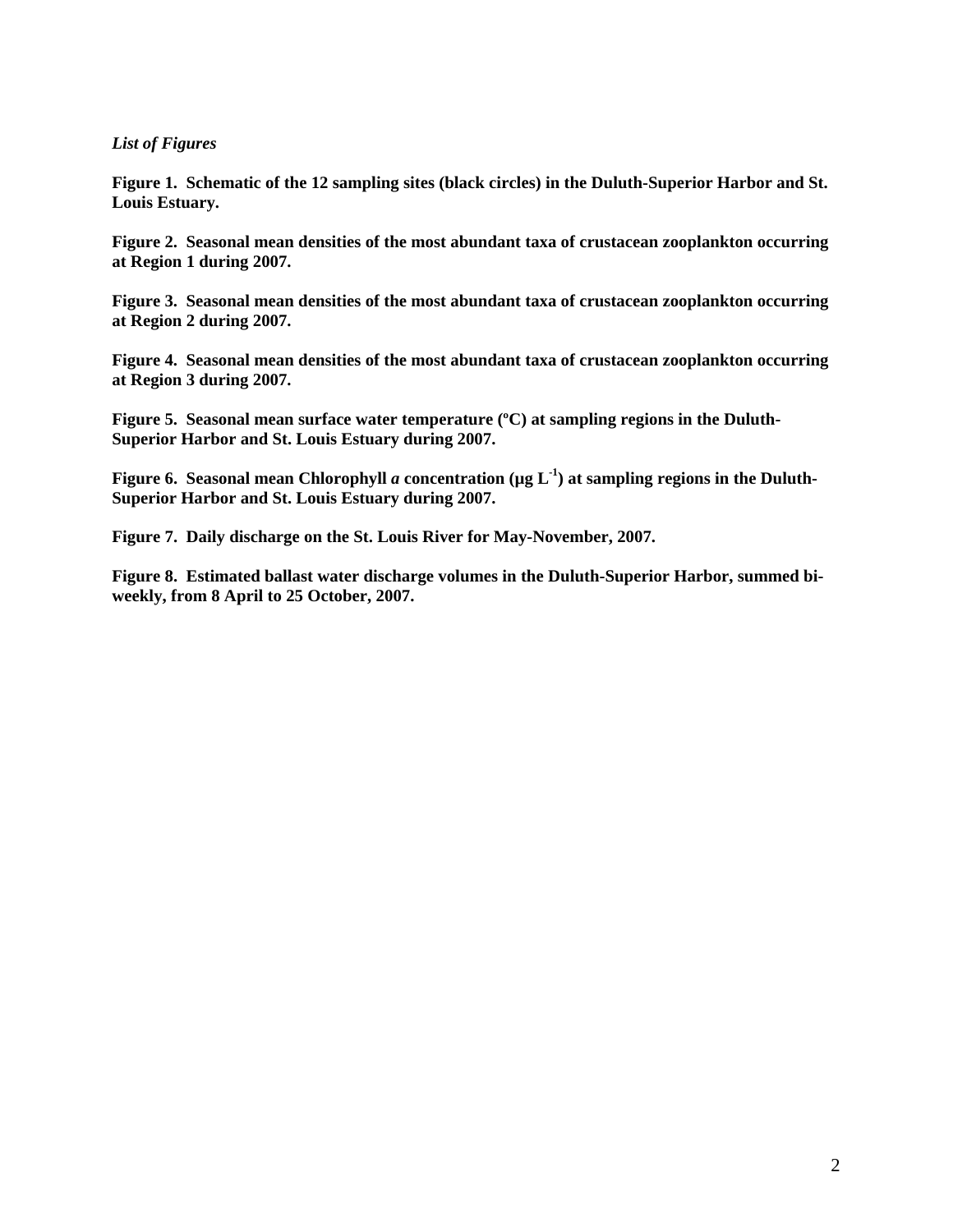*List of Figures*

**Figure 1. Schematic of the 12 sampling sites (black circles) in the Duluth-Superior Harbor and St. Louis Estuary.**

**Figure 2. Seasonal mean densities of the most abundant taxa of crustacean zooplankton occurring at Region 1 during 2007.**

**Figure 3. Seasonal mean densities of the most abundant taxa of crustacean zooplankton occurring at Region 2 during 2007.**

**Figure 4. Seasonal mean densities of the most abundant taxa of crustacean zooplankton occurring at Region 3 during 2007.**

**Figure 5. Seasonal mean surface water temperature (ºC) at sampling regions in the Duluth-Superior Harbor and St. Louis Estuary during 2007.**

**Figure 6. Seasonal mean Chlorophyll *a* concentration (µg $L^{-1}$) at sampling regions in the Duluth-Superior Harbor and St. Louis Estuary during 2007.**

**Figure 7. Daily discharge on the St. Louis River for May-November, 2007.**

**Figure 8. Estimated ballast water discharge volumes in the Duluth-Superior Harbor, summed bi-weekly, from 8 April to 25 October, 2007.**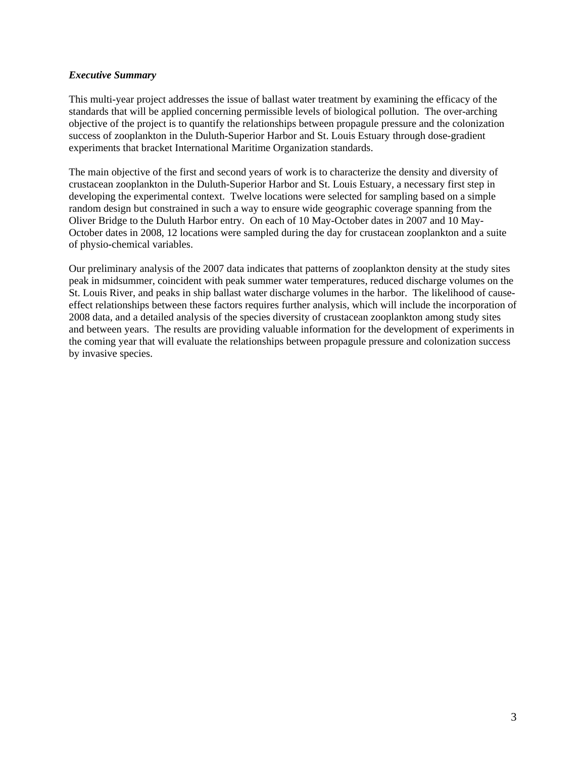***Executive Summary***

This multi-year project addresses the issue of ballast water treatment by examining the efficacy of the standards that will be applied concerning permissible levels of biological pollution. The over-arching objective of the project is to quantify the relationships between propagule pressure and the colonization success of zooplankton in the Duluth-Superior Harbor and St. Louis Estuary through dose-gradient experiments that bracket International Maritime Organization standards.

The main objective of the first and second years of work is to characterize the density and diversity of crustacean zooplankton in the Duluth-Superior Harbor and St. Louis Estuary, a necessary first step in developing the experimental context. Twelve locations were selected for sampling based on a simple random design but constrained in such a way to ensure wide geographic coverage spanning from the Oliver Bridge to the Duluth Harbor entry. On each of 10 May-October dates in 2007 and 10 May-October dates in 2008, 12 locations were sampled during the day for crustacean zooplankton and a suite of physio-chemical variables.

Our preliminary analysis of the 2007 data indicates that patterns of zooplankton density at the study sites peak in midsummer, coincident with peak summer water temperatures, reduced discharge volumes on the St. Louis River, and peaks in ship ballast water discharge volumes in the harbor. The likelihood of cause-effect relationships between these factors requires further analysis, which will include the incorporation of 2008 data, and a detailed analysis of the species diversity of crustacean zooplankton among study sites and between years. The results are providing valuable information for the development of experiments in the coming year that will evaluate the relationships between propagule pressure and colonization success by invasive species.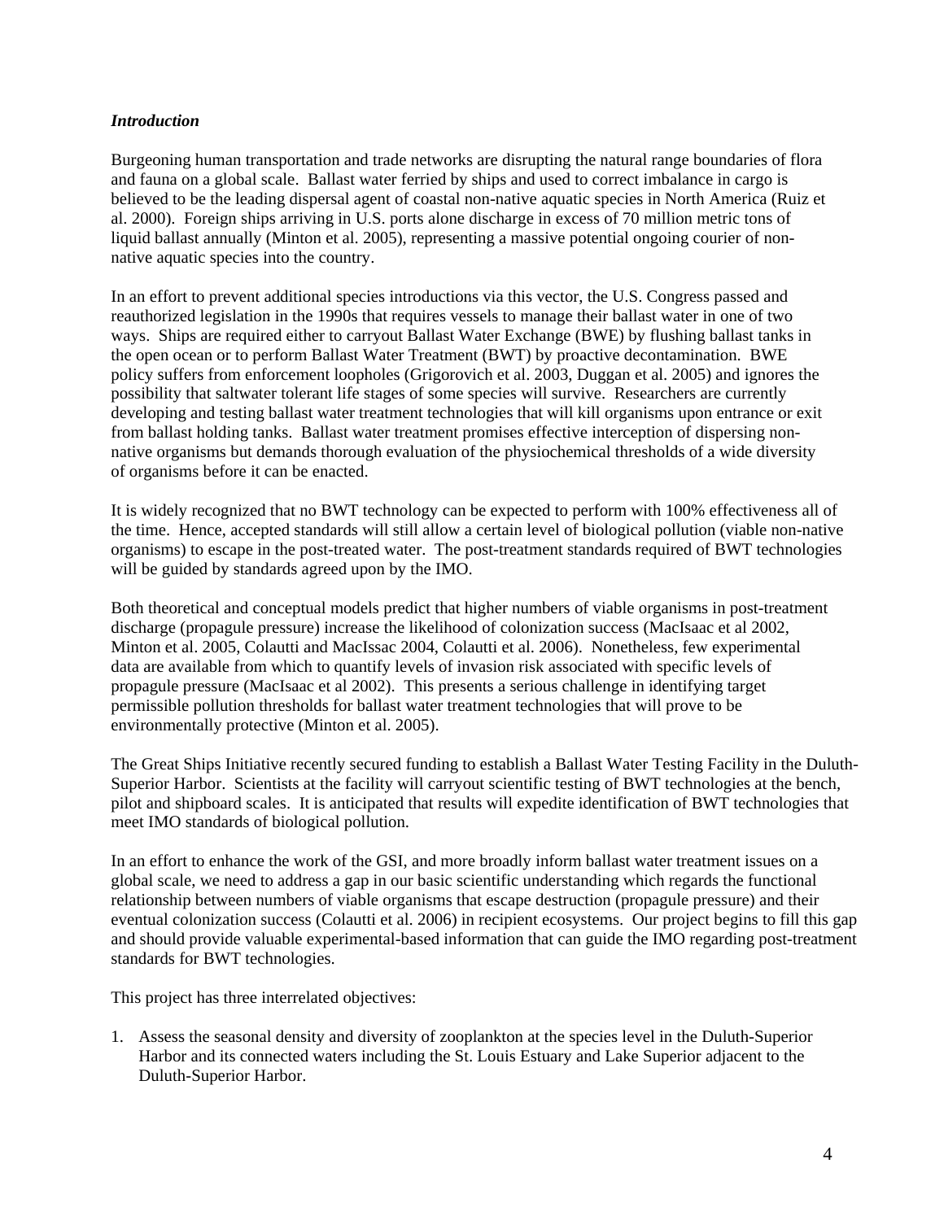***Introduction***

Burgeoning human transportation and trade networks are disrupting the natural range boundaries of flora and fauna on a global scale. Ballast water ferried by ships and used to correct imbalance in cargo is believed to be the leading dispersal agent of coastal non-native aquatic species in North America (Ruiz et al. 2000). Foreign ships arriving in U.S. ports alone discharge in excess of 70 million metric tons of liquid ballast annually (Minton et al. 2005), representing a massive potential ongoing courier of non-native aquatic species into the country.

In an effort to prevent additional species introductions via this vector, the U.S. Congress passed and reauthorized legislation in the 1990s that requires vessels to manage their ballast water in one of two ways. Ships are required either to carryout Ballast Water Exchange (BWE) by flushing ballast tanks in the open ocean or to perform Ballast Water Treatment (BWT) by proactive decontamination. BWE policy suffers from enforcement loopholes (Grigorovich et al. 2003, Duggan et al. 2005) and ignores the possibility that saltwater tolerant life stages of some species will survive. Researchers are currently developing and testing ballast water treatment technologies that will kill organisms upon entrance or exit from ballast holding tanks. Ballast water treatment promises effective interception of dispersing non-native organisms but demands thorough evaluation of the physiochemical thresholds of a wide diversity of organisms before it can be enacted.

It is widely recognized that no BWT technology can be expected to perform with 100% effectiveness all of the time. Hence, accepted standards will still allow a certain level of biological pollution (viable non-native organisms) to escape in the post-treated water. The post-treatment standards required of BWT technologies will be guided by standards agreed upon by the IMO.

Both theoretical and conceptual models predict that higher numbers of viable organisms in post-treatment discharge (propagule pressure) increase the likelihood of colonization success (MacIsaac et al 2002, Minton et al. 2005, Colautti and MacIssac 2004, Colautti et al. 2006). Nonetheless, few experimental data are available from which to quantify levels of invasion risk associated with specific levels of propagule pressure (MacIsaac et al 2002). This presents a serious challenge in identifying target permissible pollution thresholds for ballast water treatment technologies that will prove to be environmentally protective (Minton et al. 2005).

The Great Ships Initiative recently secured funding to establish a Ballast Water Testing Facility in the Duluth-Superior Harbor. Scientists at the facility will carryout scientific testing of BWT technologies at the bench, pilot and shipboard scales. It is anticipated that results will expedite identification of BWT technologies that meet IMO standards of biological pollution.

In an effort to enhance the work of the GSI, and more broadly inform ballast water treatment issues on a global scale, we need to address a gap in our basic scientific understanding which regards the functional relationship between numbers of viable organisms that escape destruction (propagule pressure) and their eventual colonization success (Colautti et al. 2006) in recipient ecosystems. Our project begins to fill this gap and should provide valuable experimental-based information that can guide the IMO regarding post-treatment standards for BWT technologies.

This project has three interrelated objectives:

1. Assess the seasonal density and diversity of zooplankton at the species level in the Duluth-Superior Harbor and its connected waters including the St. Louis Estuary and Lake Superior adjacent to the Duluth-Superior Harbor.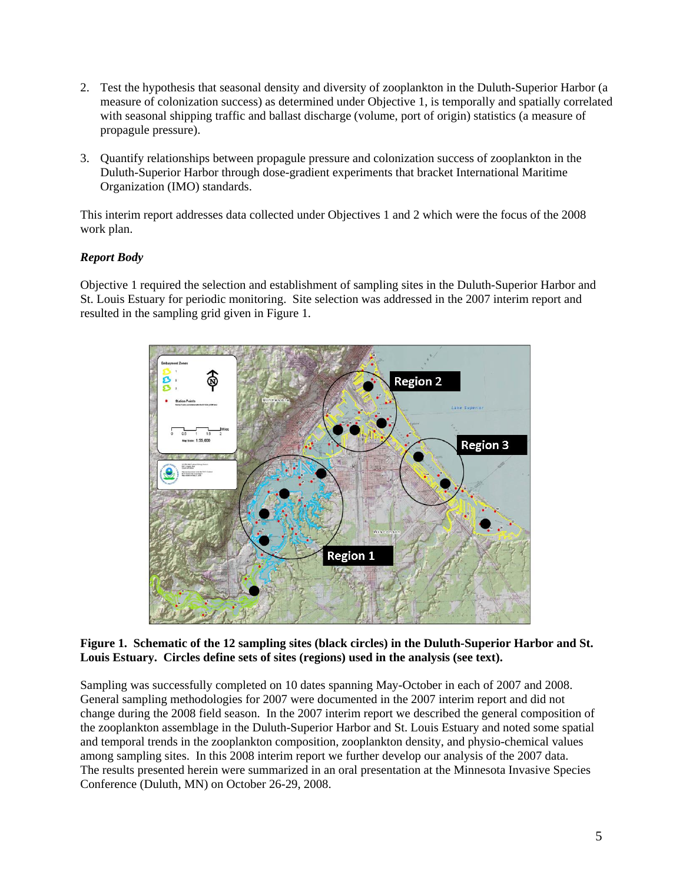2. Test the hypothesis that seasonal density and diversity of zooplankton in the Duluth-Superior Harbor (a measure of colonization success) as determined under Objective 1, is temporally and spatially correlated with seasonal shipping traffic and ballast discharge (volume, port of origin) statistics (a measure of propagule pressure).

3. Quantify relationships between propagule pressure and colonization success of zooplankton in the Duluth-Superior Harbor through dose-gradient experiments that bracket International Maritime Organization (IMO) standards.

This interim report addresses data collected under Objectives 1 and 2 which were the focus of the 2008 work plan.

***Report Body***

Objective 1 required the selection and establishment of sampling sites in the Duluth-Superior Harbor and St. Louis Estuary for periodic monitoring. Site selection was addressed in the 2007 interim report and resulted in the sampling grid given in Figure 1.

**Figure 1. Schematic of the 12 sampling sites (black circles) in the Duluth-Superior Harbor and St. Louis Estuary. Circles define sets of sites (regions) used in the analysis (see text).**

Sampling was successfully completed on 10 dates spanning May-October in each of 2007 and 2008. General sampling methodologies for 2007 were documented in the 2007 interim report and did not change during the 2008 field season. In the 2007 interim report we described the general composition of the zooplankton assemblage in the Duluth-Superior Harbor and St. Louis Estuary and noted some spatial and temporal trends in the zooplankton composition, zooplankton density, and physio-chemical values among sampling sites. In this 2008 interim report we further develop our analysis of the 2007 data. The results presented herein were summarized in an oral presentation at the Minnesota Invasive Species Conference (Duluth, MN) on October 26-29, 2008.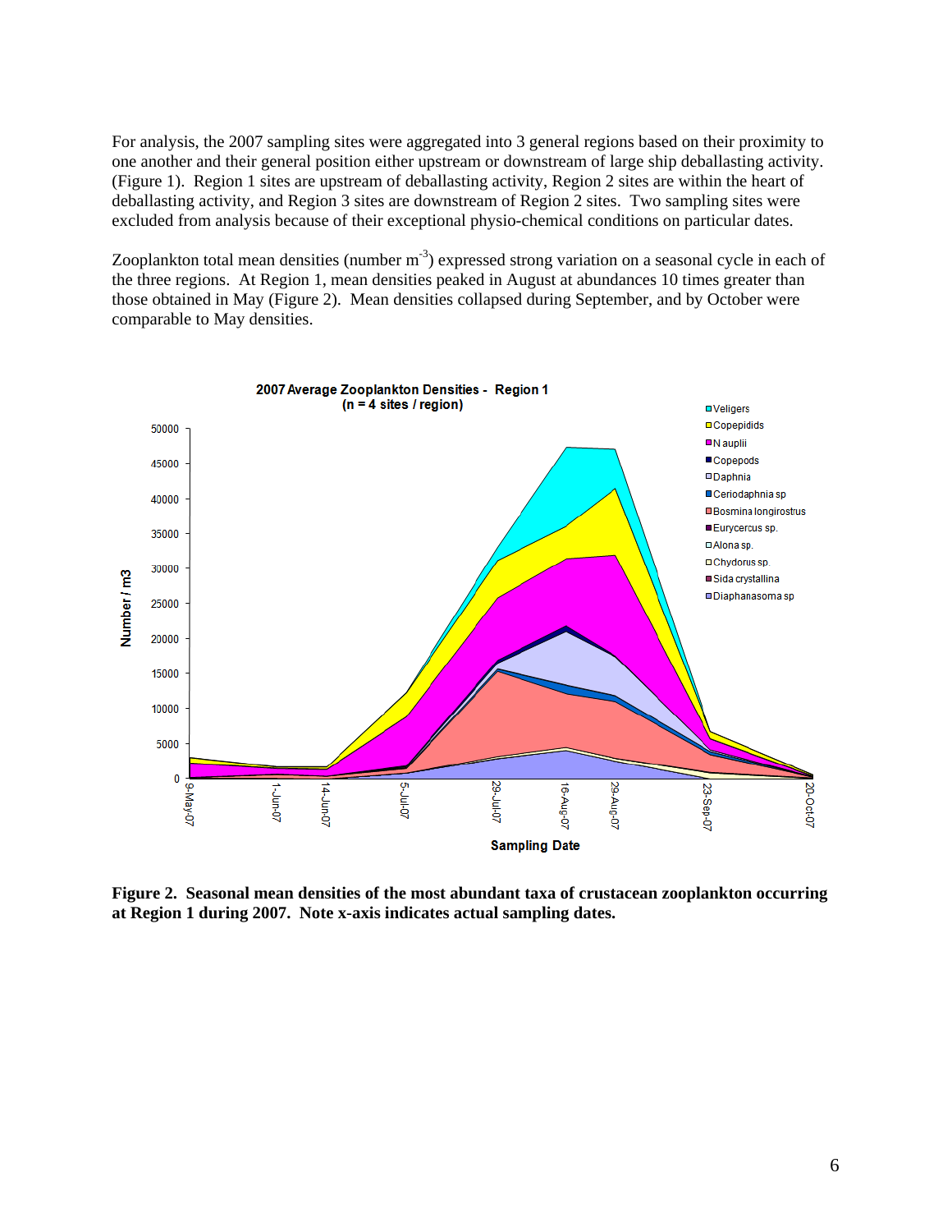For analysis, the 2007 sampling sites were aggregated into 3 general regions based on their proximity to one another and their general position either upstream or downstream of large ship deballasting activity. (Figure 1). Region 1 sites are upstream of deballasting activity, Region 2 sites are within the heart of deballasting activity, and Region 3 sites are downstream of Region 2 sites. Two sampling sites were excluded from analysis because of their exceptional physio-chemical conditions on particular dates.

Zooplankton total mean densities (number $m^{-3}$) expressed strong variation on a seasonal cycle in each of the three regions. At Region 1, mean densities peaked in August at abundances 10 times greater than those obtained in May (Figure 2). Mean densities collapsed during September, and by October were comparable to May densities.

**Figure 2. Seasonal mean densities of the most abundant taxa of crustacean zooplankton occurring at Region 1 during 2007. Note x-axis indicates actual sampling dates.**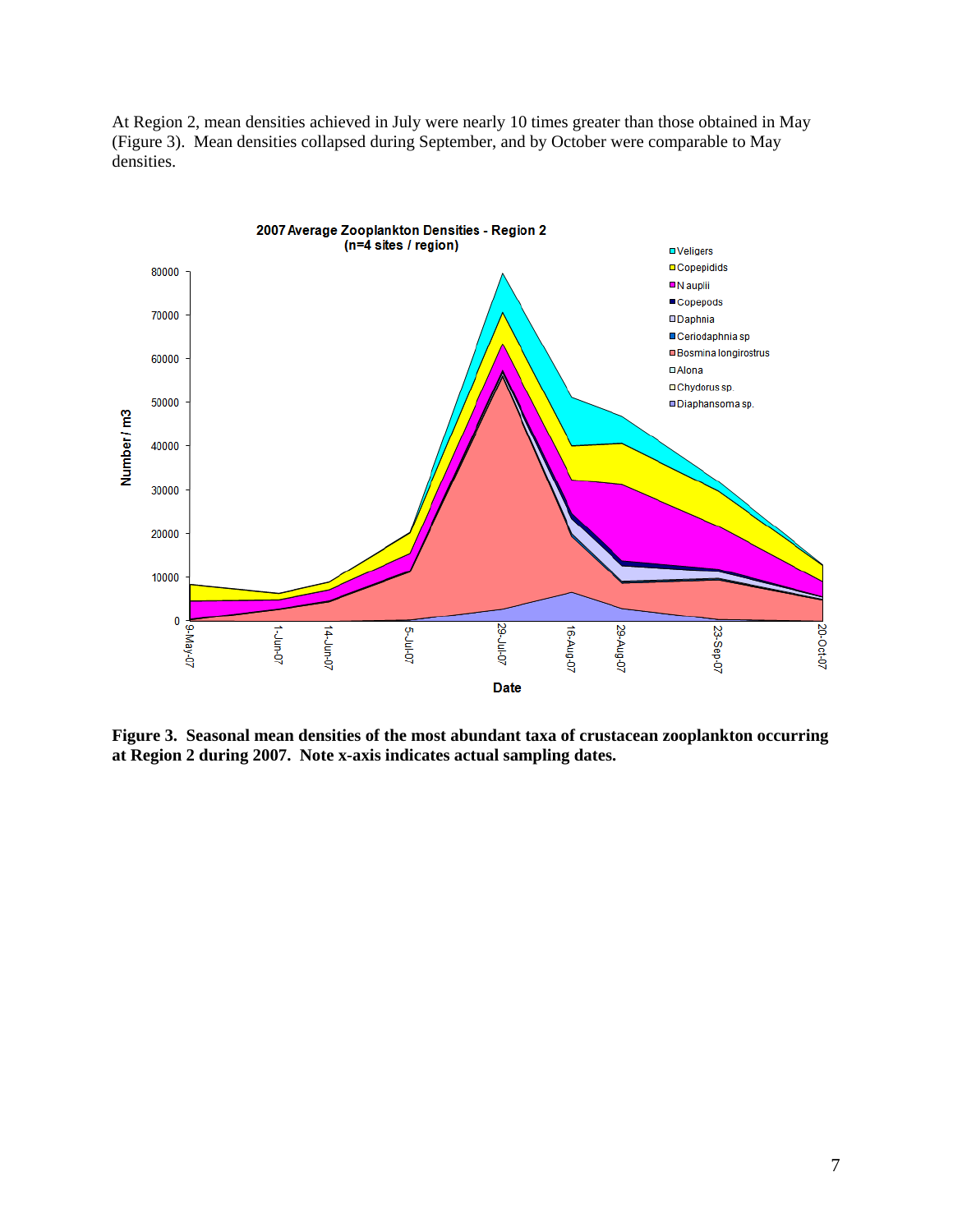At Region 2, mean densities achieved in July were nearly 10 times greater than those obtained in May (Figure 3). Mean densities collapsed during September, and by October were comparable to May densities.

**Figure 3. Seasonal mean densities of the most abundant taxa of crustacean zooplankton occurring at Region 2 during 2007. Note x-axis indicates actual sampling dates.**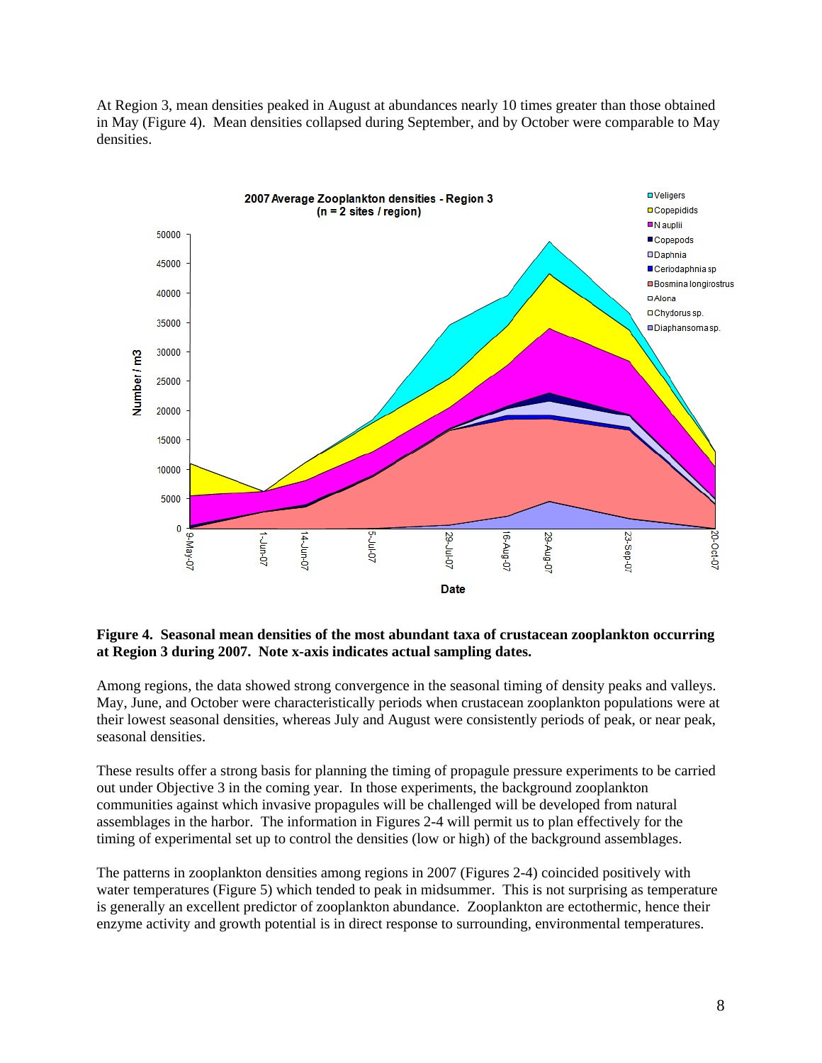At Region 3, mean densities peaked in August at abundances nearly 10 times greater than those obtained in May (Figure 4). Mean densities collapsed during September, and by October were comparable to May densities.

**Figure 4. Seasonal mean densities of the most abundant taxa of crustacean zooplankton occurring at Region 3 during 2007. Note x-axis indicates actual sampling dates.**

Among regions, the data showed strong convergence in the seasonal timing of density peaks and valleys. May, June, and October were characteristically periods when crustacean zooplankton populations were at their lowest seasonal densities, whereas July and August were consistently periods of peak, or near peak, seasonal densities.

These results offer a strong basis for planning the timing of propagule pressure experiments to be carried out under Objective 3 in the coming year. In those experiments, the background zooplankton communities against which invasive propagules will be challenged will be developed from natural assemblages in the harbor. The information in Figures 2-4 will permit us to plan effectively for the timing of experimental set up to control the densities (low or high) of the background assemblages.

The patterns in zooplankton densities among regions in 2007 (Figures 2-4) coincided positively with water temperatures (Figure 5) which tended to peak in midsummer. This is not surprising as temperature is generally an excellent predictor of zooplankton abundance. Zooplankton are ectothermic, hence their enzyme activity and growth potential is in direct response to surrounding, environmental temperatures.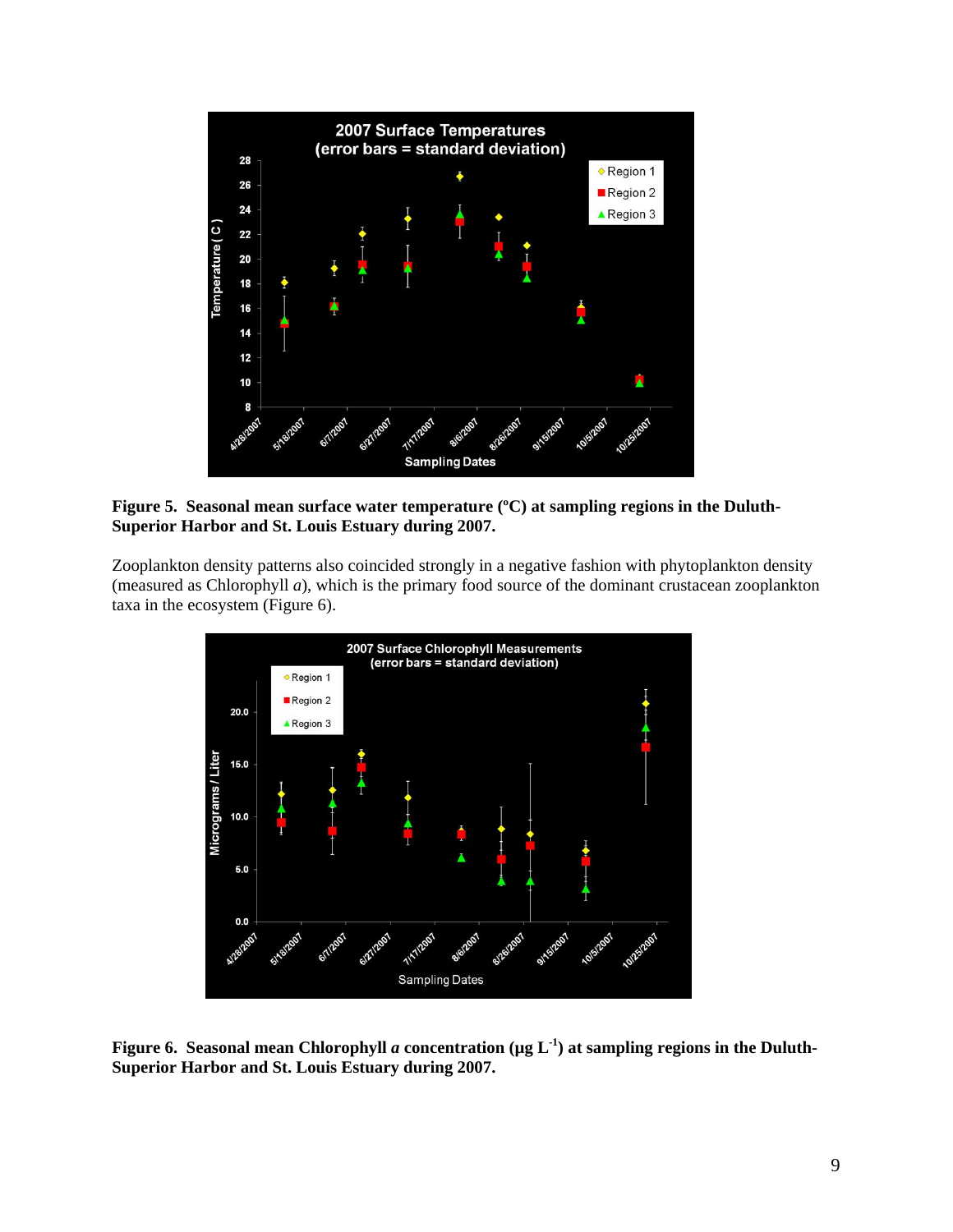**Figure 5. Seasonal mean surface water temperature (ºC) at sampling regions in the Duluth-Superior Harbor and St. Louis Estuary during 2007.**

Zooplankton density patterns also coincided strongly in a negative fashion with phytoplankton density (measured as Chlorophyll *a*), which is the primary food source of the dominant crustacean zooplankton taxa in the ecosystem (Figure 6).

**Figure 6. Seasonal mean Chlorophyll *a* concentration (µg $L^{-1}$) at sampling regions in the Duluth-Superior Harbor and St. Louis Estuary during 2007.**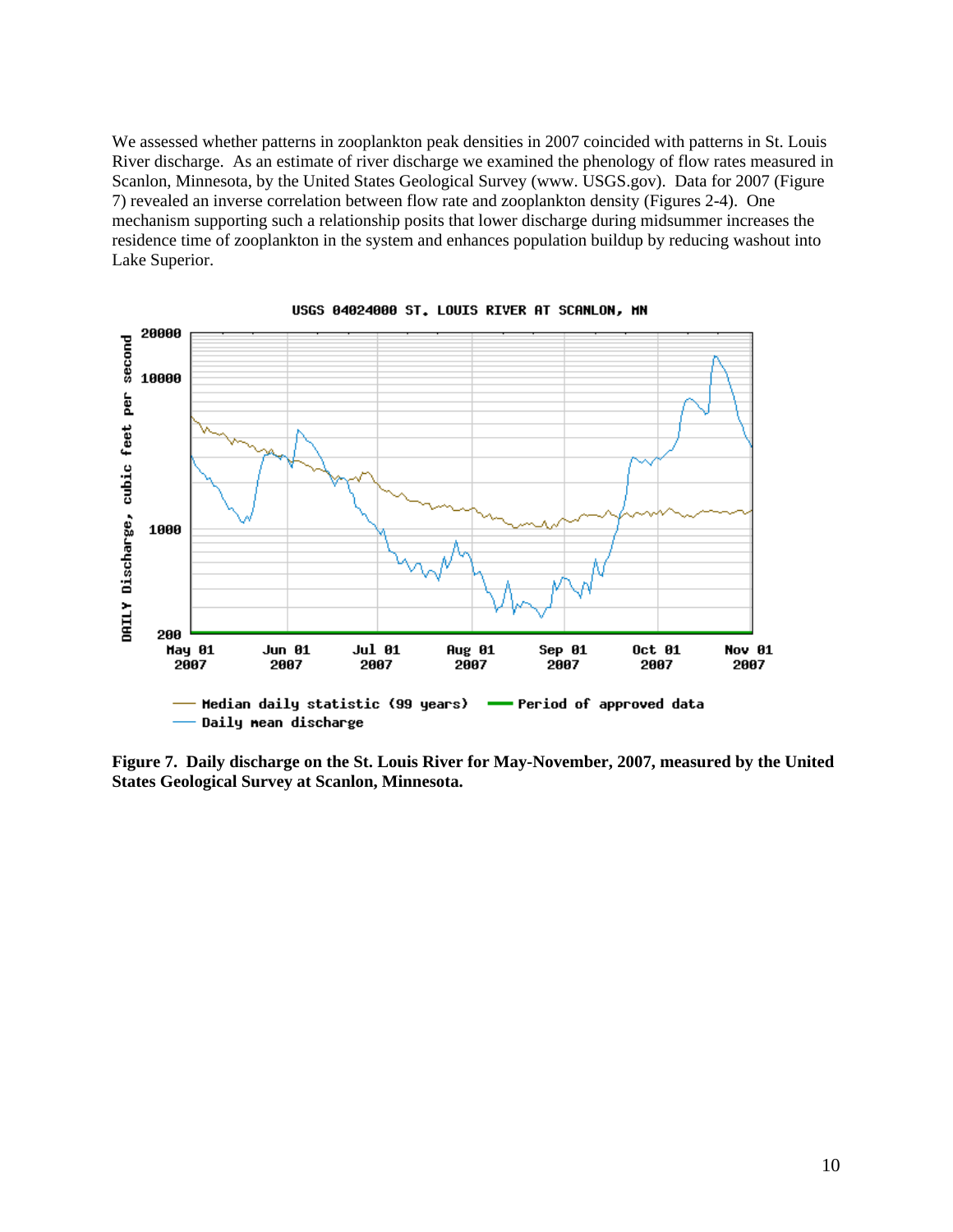We assessed whether patterns in zooplankton peak densities in 2007 coincided with patterns in St. Louis River discharge. As an estimate of river discharge we examined the phenology of flow rates measured in Scanlon, Minnesota, by the United States Geological Survey (www. USGS.gov). Data for 2007 (Figure 7) revealed an inverse correlation between flow rate and zooplankton density (Figures 2-4). One mechanism supporting such a relationship posits that lower discharge during midsummer increases the residence time of zooplankton in the system and enhances population buildup by reducing washout into Lake Superior.

**Figure 7. Daily discharge on the St. Louis River for May-November, 2007, measured by the United States Geological Survey at Scanlon, Minnesota.**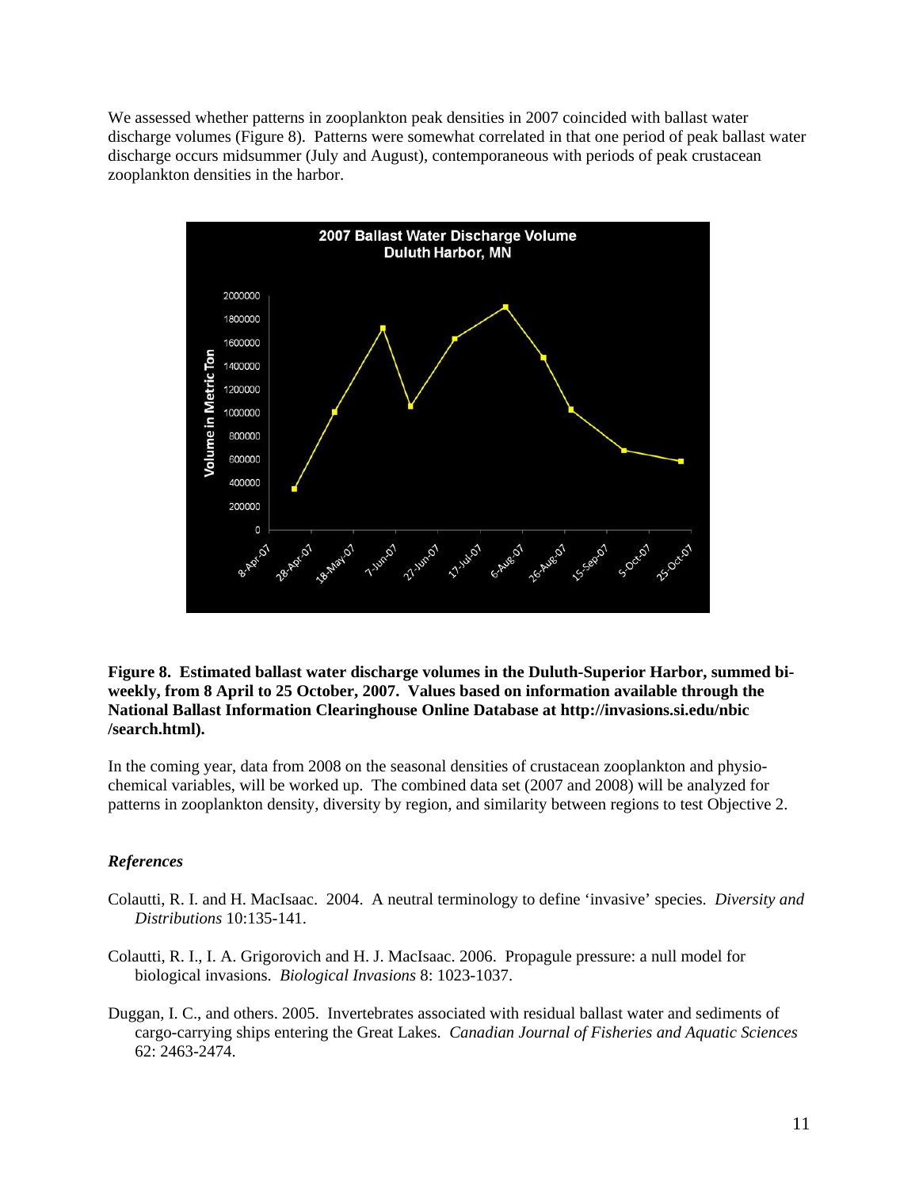We assessed whether patterns in zooplankton peak densities in 2007 coincided with ballast water discharge volumes (Figure 8). Patterns were somewhat correlated in that one period of peak ballast water discharge occurs midsummer (July and August), contemporaneous with periods of peak crustacean zooplankton densities in the harbor.

**Figure 8. Estimated ballast water discharge volumes in the Duluth-Superior Harbor, summed bi-weekly, from 8 April to 25 October, 2007. Values based on information available through the National Ballast Information Clearinghouse Online Database at http://invasions.si.edu/nbic /search.html).**

In the coming year, data from 2008 on the seasonal densities of crustacean zooplankton and physio-chemical variables, will be worked up. The combined data set (2007 and 2008) will be analyzed for patterns in zooplankton density, diversity by region, and similarity between regions to test Objective 2.

### *References*

Colautti, R. I. and H. MacIsaac. 2004. A neutral terminology to define 'invasive' species. *Diversity and Distributions* 10:135-141.

Colautti, R. I., I. A. Grigorovich and H. J. MacIsaac. 2006. Propagule pressure: a null model for biological invasions. *Biological Invasions* 8: 1023-1037.

Duggan, I. C., and others. 2005. Invertebrates associated with residual ballast water and sediments of cargo-carrying ships entering the Great Lakes. *Canadian Journal of Fisheries and Aquatic Sciences* 62: 2463-2474.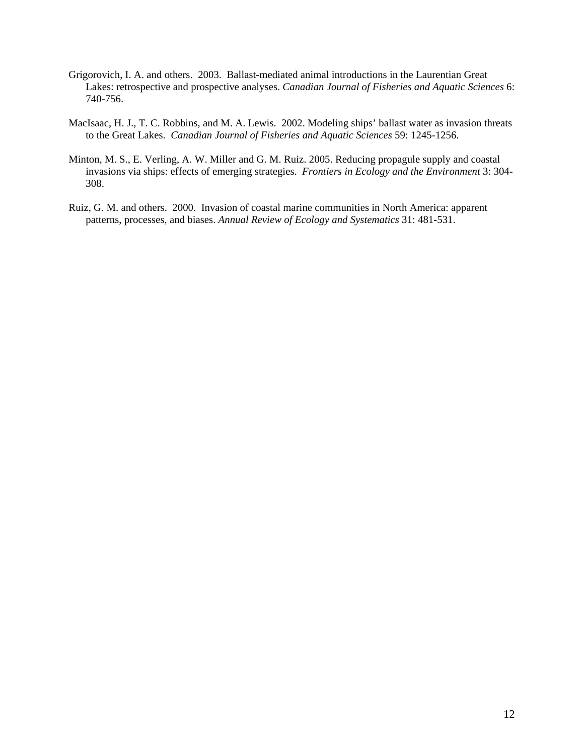Grigorovich, I. A. and others. 2003. Ballast-mediated animal introductions in the Laurentian Great Lakes: retrospective and prospective analyses. *Canadian Journal of Fisheries and Aquatic Sciences* 6: 740-756.

MacIsaac, H. J., T. C. Robbins, and M. A. Lewis. 2002. Modeling ships' ballast water as invasion threats to the Great Lakes. *Canadian Journal of Fisheries and Aquatic Sciences* 59: 1245-1256.

Minton, M. S., E. Verling, A. W. Miller and G. M. Ruiz. 2005. Reducing propagule supply and coastal invasions via ships: effects of emerging strategies. *Frontiers in Ecology and the Environment* 3: 304-308.

Ruiz, G. M. and others. 2000. Invasion of coastal marine communities in North America: apparent patterns, processes, and biases. *Annual Review of Ecology and Systematics* 31: 481-531.